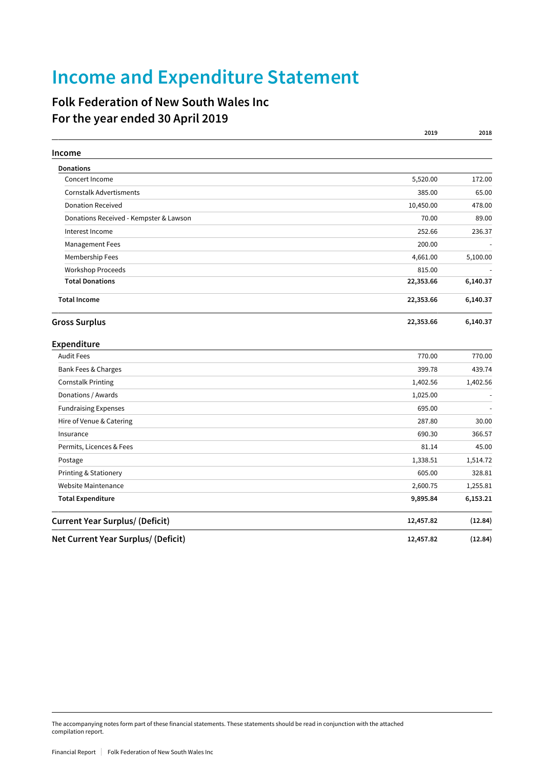# Income and Expenditure Statement

## Folk Federation of New South Wales Inc
## For the year ended 30 April 2019

| | 2019 | 2018 |
|---|---|---|
| **Income** | | |
| **Donations** | | |
| Concert Income | 5,520.00 | 172.00 |
| Cornstalk Advertisments | 385.00 | 65.00 |
| Donation Received | 10,450.00 | 478.00 |
| Donations Received - Kempster & Lawson | 70.00 | 89.00 |
| Interest Income | 252.66 | 236.37 |
| Management Fees | 200.00 | - |
| Membership Fees | 4,661.00 | 5,100.00 |
| Workshop Proceeds | 815.00 | - |
| **Total Donations** | **22,353.66** | **6,140.37** |
| **Total Income** | **22,353.66** | **6,140.37** |
| **Gross Surplus** | **22,353.66** | **6,140.37** |
| **Expenditure** | | |
| Audit Fees | 770.00 | 770.00 |
| Bank Fees & Charges | 399.78 | 439.74 |
| Cornstalk Printing | 1,402.56 | 1,402.56 |
| Donations / Awards | 1,025.00 | - |
| Fundraising Expenses | 695.00 | - |
| Hire of Venue & Catering | 287.80 | 30.00 |
| Insurance | 690.30 | 366.57 |
| Permits, Licences & Fees | 81.14 | 45.00 |
| Postage | 1,338.51 | 1,514.72 |
| Printing & Stationery | 605.00 | 328.81 |
| Website Maintenance | 2,600.75 | 1,255.81 |
| **Total Expenditure** | **9,895.84** | **6,153.21** |
| **Current Year Surplus/ (Deficit)** | **12,457.82** | **(12.84)** |
| **Net Current Year Surplus/ (Deficit)** | **12,457.82** | **(12.84)** |

The accompanying notes form part of these financial statements. These statements should be read in conjunction with the attached compilation report.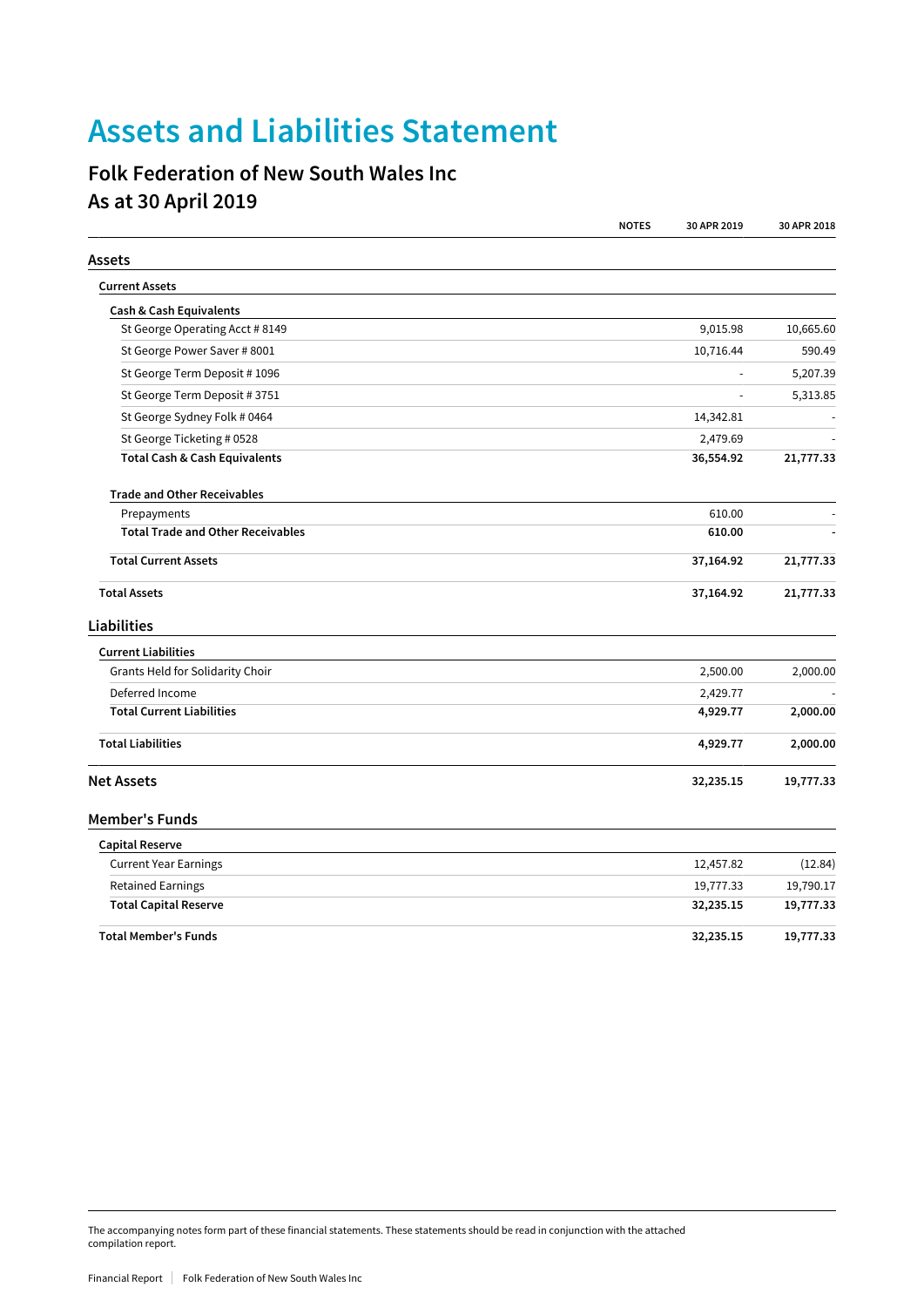# Assets and Liabilities Statement

## Folk Federation of New South Wales Inc
## As at 30 April 2019

| | NOTES | 30 APR 2019 | 30 APR 2018 |
|---|---|---|---|
| **Assets** | | | |
| **Current Assets** | | | |
| **Cash & Cash Equivalents** | | | |
| St George Operating Acct # 8149 | | 9,015.98 | 10,665.60 |
| St George Power Saver # 8001 | | 10,716.44 | 590.49 |
| St George Term Deposit # 1096 | | - | 5,207.39 |
| St George Term Deposit # 3751 | | - | 5,313.85 |
| St George Sydney Folk # 0464 | | 14,342.81 | - |
| St George Ticketing # 0528 | | 2,479.69 | - |
| **Total Cash & Cash Equivalents** | | **36,554.92** | **21,777.33** |
| **Trade and Other Receivables** | | | |
| Prepayments | | 610.00 | - |
| **Total Trade and Other Receivables** | | **610.00** | **-** |
| **Total Current Assets** | | **37,164.92** | **21,777.33** |
| **Total Assets** | | **37,164.92** | **21,777.33** |
| **Liabilities** | | | |
| **Current Liabilities** | | | |
| Grants Held for Solidarity Choir | | 2,500.00 | 2,000.00 |
| Deferred Income | | 2,429.77 | - |
| **Total Current Liabilities** | | **4,929.77** | **2,000.00** |
| **Total Liabilities** | | **4,929.77** | **2,000.00** |
| **Net Assets** | | **32,235.15** | **19,777.33** |
| **Member's Funds** | | | |
| **Capital Reserve** | | | |
| Current Year Earnings | | 12,457.82 | (12.84) |
| Retained Earnings | | 19,777.33 | 19,790.17 |
| **Total Capital Reserve** | | **32,235.15** | **19,777.33** |
| **Total Member's Funds** | | **32,235.15** | **19,777.33** |

The accompanying notes form part of these financial statements. These statements should be read in conjunction with the attached compilation report.